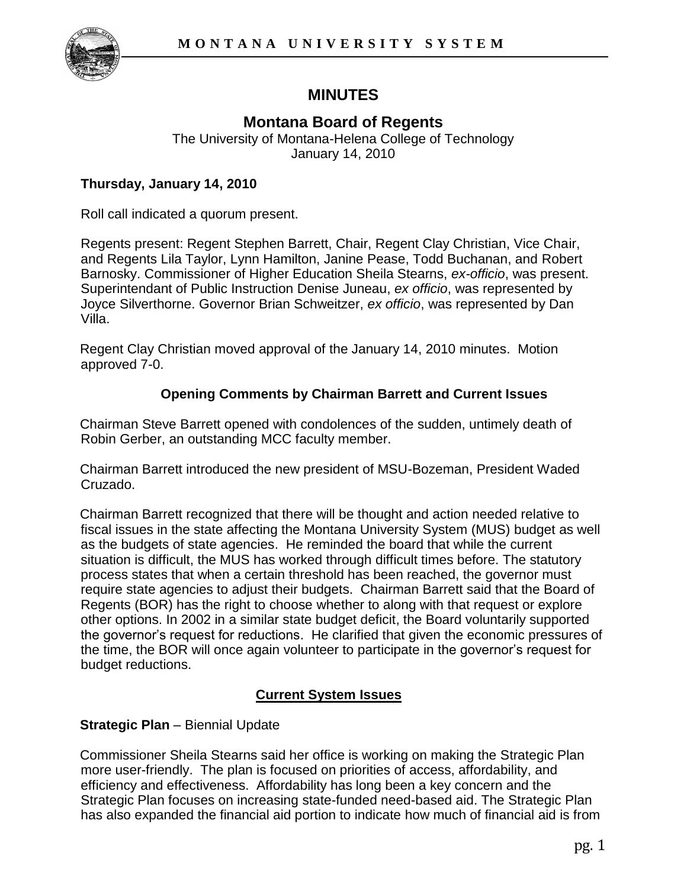# MINUTES

## Montana Board of Regents

The University of Montana-Helena College of Technology
January 14, 2010

**Thursday, January 14, 2010**

Roll call indicated a quorum present.

Regents present: Regent Stephen Barrett, Chair, Regent Clay Christian, Vice Chair, and Regents Lila Taylor, Lynn Hamilton, Janine Pease, Todd Buchanan, and Robert Barnosky. Commissioner of Higher Education Sheila Stearns, *ex-officio*, was present. Superintendant of Public Instruction Denise Juneau, *ex officio*, was represented by Joyce Silverthorne. Governor Brian Schweitzer, *ex officio*, was represented by Dan Villa.

Regent Clay Christian moved approval of the January 14, 2010 minutes. Motion approved 7-0.

### Opening Comments by Chairman Barrett and Current Issues

Chairman Steve Barrett opened with condolences of the sudden, untimely death of Robin Gerber, an outstanding MCC faculty member.

Chairman Barrett introduced the new president of MSU-Bozeman, President Waded Cruzado.

Chairman Barrett recognized that there will be thought and action needed relative to fiscal issues in the state affecting the Montana University System (MUS) budget as well as the budgets of state agencies. He reminded the board that while the current situation is difficult, the MUS has worked through difficult times before. The statutory process states that when a certain threshold has been reached, the governor must require state agencies to adjust their budgets. Chairman Barrett said that the Board of Regents (BOR) has the right to choose whether to along with that request or explore other options. In 2002 in a similar state budget deficit, the Board voluntarily supported the governor's request for reductions. He clarified that given the economic pressures of the time, the BOR will once again volunteer to participate in the governor's request for budget reductions.

### Current System Issues

**Strategic Plan** – Biennial Update

Commissioner Sheila Stearns said her office is working on making the Strategic Plan more user-friendly. The plan is focused on priorities of access, affordability, and efficiency and effectiveness. Affordability has long been a key concern and the Strategic Plan focuses on increasing state-funded need-based aid. The Strategic Plan has also expanded the financial aid portion to indicate how much of financial aid is from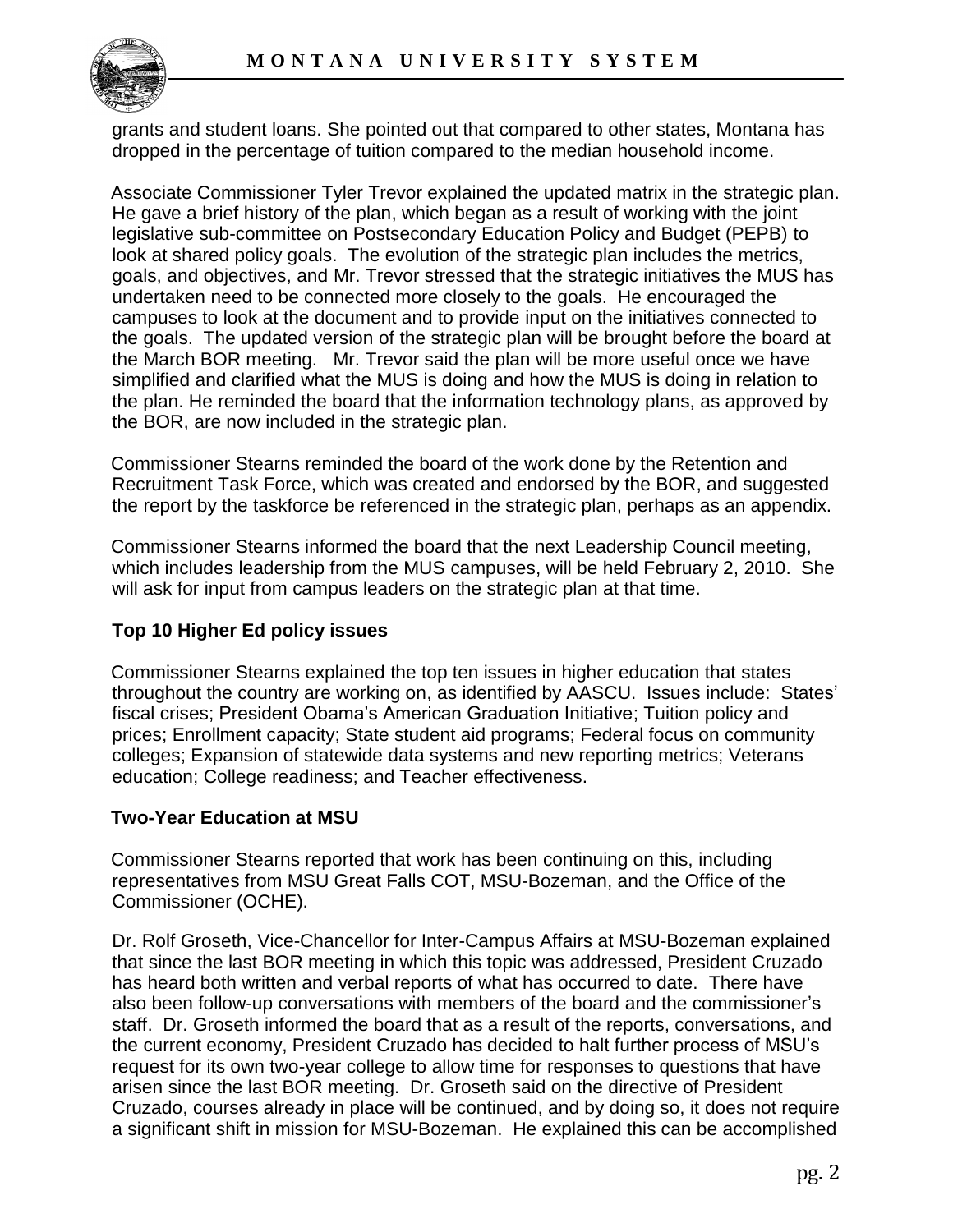grants and student loans. She pointed out that compared to other states, Montana has dropped in the percentage of tuition compared to the median household income.

Associate Commissioner Tyler Trevor explained the updated matrix in the strategic plan. He gave a brief history of the plan, which began as a result of working with the joint legislative sub-committee on Postsecondary Education Policy and Budget (PEPB) to look at shared policy goals. The evolution of the strategic plan includes the metrics, goals, and objectives, and Mr. Trevor stressed that the strategic initiatives the MUS has undertaken need to be connected more closely to the goals. He encouraged the campuses to look at the document and to provide input on the initiatives connected to the goals. The updated version of the strategic plan will be brought before the board at the March BOR meeting. Mr. Trevor said the plan will be more useful once we have simplified and clarified what the MUS is doing and how the MUS is doing in relation to the plan. He reminded the board that the information technology plans, as approved by the BOR, are now included in the strategic plan.

Commissioner Stearns reminded the board of the work done by the Retention and Recruitment Task Force, which was created and endorsed by the BOR, and suggested the report by the taskforce be referenced in the strategic plan, perhaps as an appendix.

Commissioner Stearns informed the board that the next Leadership Council meeting, which includes leadership from the MUS campuses, will be held February 2, 2010. She will ask for input from campus leaders on the strategic plan at that time.

**Top 10 Higher Ed policy issues**

Commissioner Stearns explained the top ten issues in higher education that states throughout the country are working on, as identified by AASCU. Issues include: States' fiscal crises; President Obama's American Graduation Initiative; Tuition policy and prices; Enrollment capacity; State student aid programs; Federal focus on community colleges; Expansion of statewide data systems and new reporting metrics; Veterans education; College readiness; and Teacher effectiveness.

**Two-Year Education at MSU**

Commissioner Stearns reported that work has been continuing on this, including representatives from MSU Great Falls COT, MSU-Bozeman, and the Office of the Commissioner (OCHE).

Dr. Rolf Groseth, Vice-Chancellor for Inter-Campus Affairs at MSU-Bozeman explained that since the last BOR meeting in which this topic was addressed, President Cruzado has heard both written and verbal reports of what has occurred to date. There have also been follow-up conversations with members of the board and the commissioner's staff. Dr. Groseth informed the board that as a result of the reports, conversations, and the current economy, President Cruzado has decided to halt further process of MSU's request for its own two-year college to allow time for responses to questions that have arisen since the last BOR meeting. Dr. Groseth said on the directive of President Cruzado, courses already in place will be continued, and by doing so, it does not require a significant shift in mission for MSU-Bozeman. He explained this can be accomplished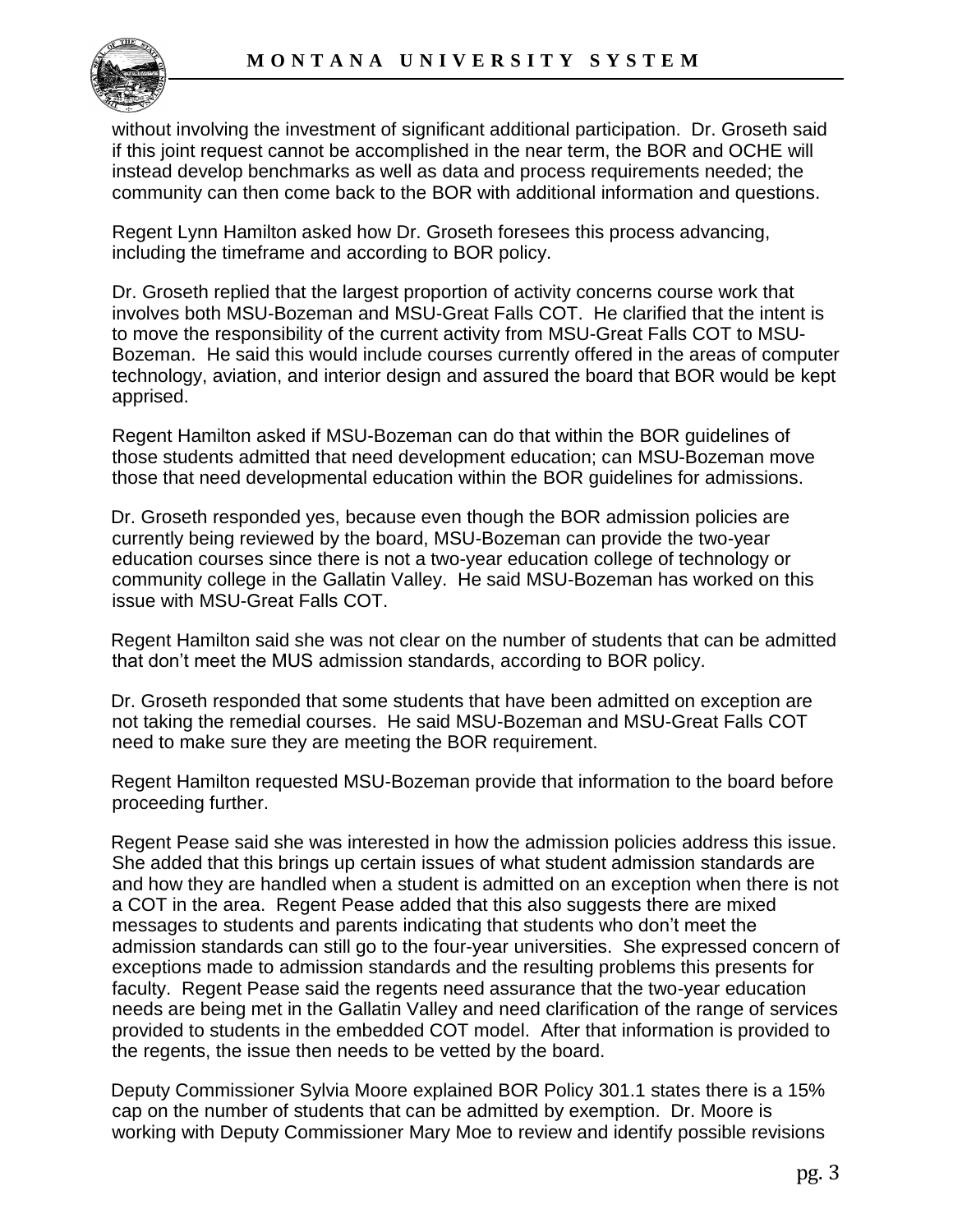without involving the investment of significant additional participation. Dr. Groseth said if this joint request cannot be accomplished in the near term, the BOR and OCHE will instead develop benchmarks as well as data and process requirements needed; the community can then come back to the BOR with additional information and questions.

Regent Lynn Hamilton asked how Dr. Groseth foresees this process advancing, including the timeframe and according to BOR policy.

Dr. Groseth replied that the largest proportion of activity concerns course work that involves both MSU-Bozeman and MSU-Great Falls COT. He clarified that the intent is to move the responsibility of the current activity from MSU-Great Falls COT to MSU-Bozeman. He said this would include courses currently offered in the areas of computer technology, aviation, and interior design and assured the board that BOR would be kept apprised.

Regent Hamilton asked if MSU-Bozeman can do that within the BOR guidelines of those students admitted that need development education; can MSU-Bozeman move those that need developmental education within the BOR guidelines for admissions.

Dr. Groseth responded yes, because even though the BOR admission policies are currently being reviewed by the board, MSU-Bozeman can provide the two-year education courses since there is not a two-year education college of technology or community college in the Gallatin Valley. He said MSU-Bozeman has worked on this issue with MSU-Great Falls COT.

Regent Hamilton said she was not clear on the number of students that can be admitted that don't meet the MUS admission standards, according to BOR policy.

Dr. Groseth responded that some students that have been admitted on exception are not taking the remedial courses. He said MSU-Bozeman and MSU-Great Falls COT need to make sure they are meeting the BOR requirement.

Regent Hamilton requested MSU-Bozeman provide that information to the board before proceeding further.

Regent Pease said she was interested in how the admission policies address this issue. She added that this brings up certain issues of what student admission standards are and how they are handled when a student is admitted on an exception when there is not a COT in the area. Regent Pease added that this also suggests there are mixed messages to students and parents indicating that students who don't meet the admission standards can still go to the four-year universities. She expressed concern of exceptions made to admission standards and the resulting problems this presents for faculty. Regent Pease said the regents need assurance that the two-year education needs are being met in the Gallatin Valley and need clarification of the range of services provided to students in the embedded COT model. After that information is provided to the regents, the issue then needs to be vetted by the board.

Deputy Commissioner Sylvia Moore explained BOR Policy 301.1 states there is a 15% cap on the number of students that can be admitted by exemption. Dr. Moore is working with Deputy Commissioner Mary Moe to review and identify possible revisions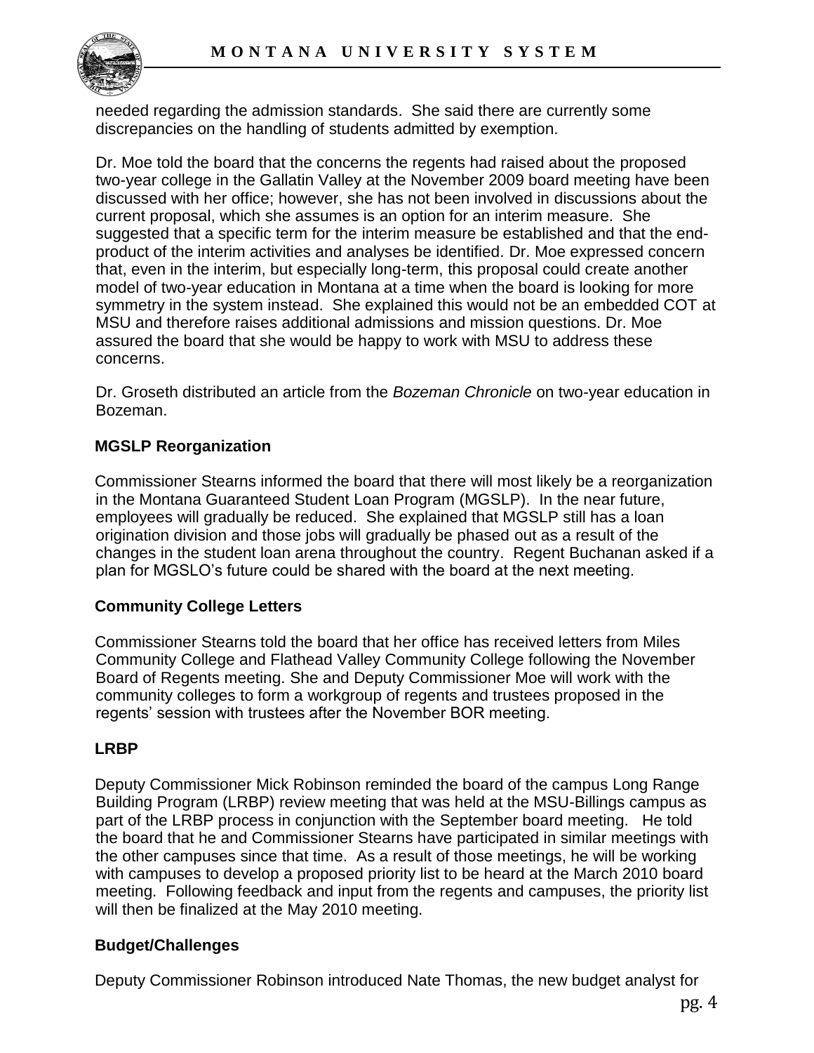needed regarding the admission standards. She said there are currently some discrepancies on the handling of students admitted by exemption.

Dr. Moe told the board that the concerns the regents had raised about the proposed two-year college in the Gallatin Valley at the November 2009 board meeting have been discussed with her office; however, she has not been involved in discussions about the current proposal, which she assumes is an option for an interim measure. She suggested that a specific term for the interim measure be established and that the end-product of the interim activities and analyses be identified. Dr. Moe expressed concern that, even in the interim, but especially long-term, this proposal could create another model of two-year education in Montana at a time when the board is looking for more symmetry in the system instead. She explained this would not be an embedded COT at MSU and therefore raises additional admissions and mission questions. Dr. Moe assured the board that she would be happy to work with MSU to address these concerns.

Dr. Groseth distributed an article from the *Bozeman Chronicle* on two-year education in Bozeman.

**MGSLP Reorganization**

Commissioner Stearns informed the board that there will most likely be a reorganization in the Montana Guaranteed Student Loan Program (MGSLP). In the near future, employees will gradually be reduced. She explained that MGSLP still has a loan origination division and those jobs will gradually be phased out as a result of the changes in the student loan arena throughout the country. Regent Buchanan asked if a plan for MGSLO's future could be shared with the board at the next meeting.

**Community College Letters**

Commissioner Stearns told the board that her office has received letters from Miles Community College and Flathead Valley Community College following the November Board of Regents meeting. She and Deputy Commissioner Moe will work with the community colleges to form a workgroup of regents and trustees proposed in the regents' session with trustees after the November BOR meeting.

**LRBP**

Deputy Commissioner Mick Robinson reminded the board of the campus Long Range Building Program (LRBP) review meeting that was held at the MSU-Billings campus as part of the LRBP process in conjunction with the September board meeting. He told the board that he and Commissioner Stearns have participated in similar meetings with the other campuses since that time. As a result of those meetings, he will be working with campuses to develop a proposed priority list to be heard at the March 2010 board meeting. Following feedback and input from the regents and campuses, the priority list will then be finalized at the May 2010 meeting.

**Budget/Challenges**

Deputy Commissioner Robinson introduced Nate Thomas, the new budget analyst for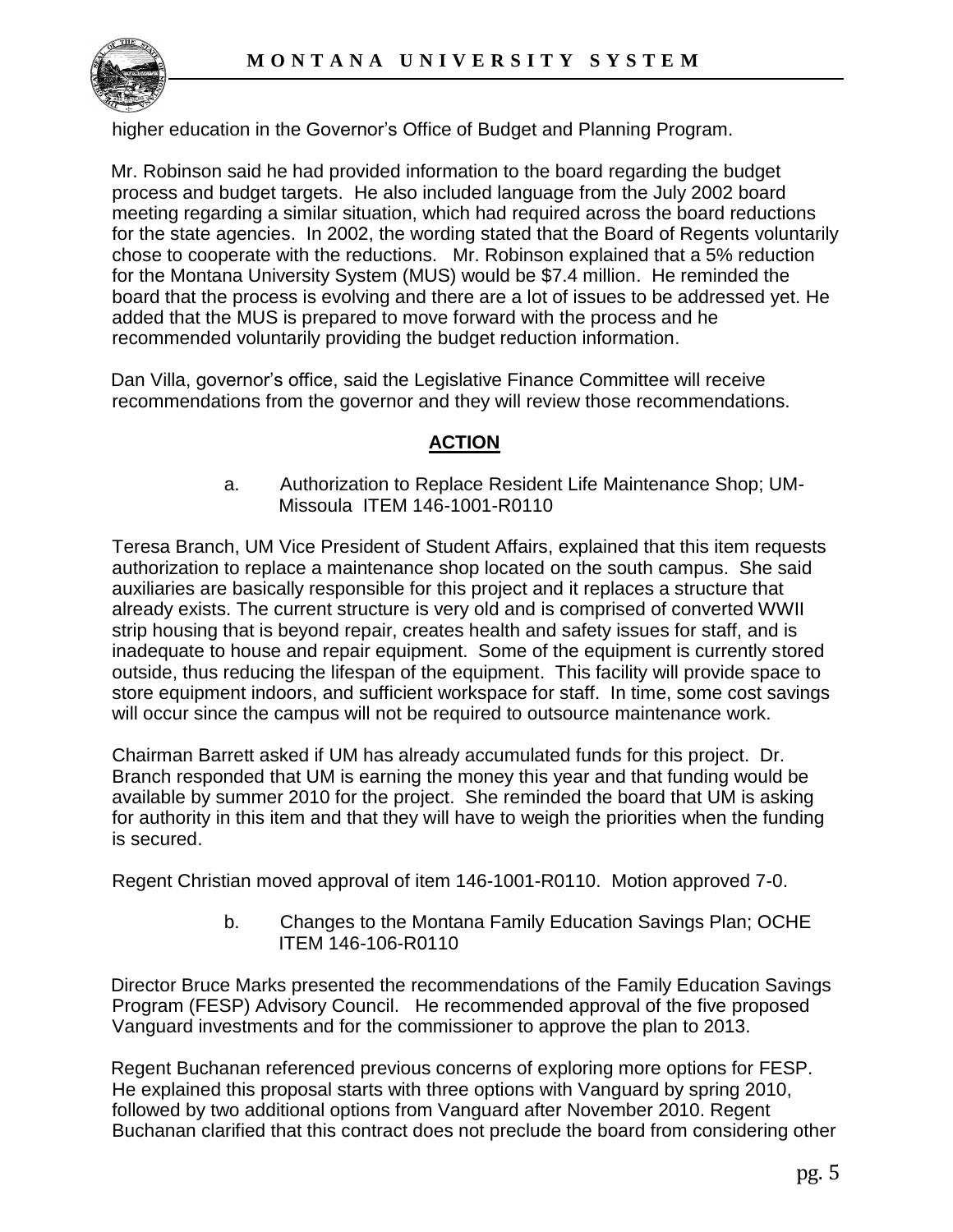higher education in the Governor's Office of Budget and Planning Program.

Mr. Robinson said he had provided information to the board regarding the budget process and budget targets. He also included language from the July 2002 board meeting regarding a similar situation, which had required across the board reductions for the state agencies. In 2002, the wording stated that the Board of Regents voluntarily chose to cooperate with the reductions. Mr. Robinson explained that a 5% reduction for the Montana University System (MUS) would be $7.4 million. He reminded the board that the process is evolving and there are a lot of issues to be addressed yet. He added that the MUS is prepared to move forward with the process and he recommended voluntarily providing the budget reduction information.

Dan Villa, governor's office, said the Legislative Finance Committee will receive recommendations from the governor and they will review those recommendations.

## ACTION

a. Authorization to Replace Resident Life Maintenance Shop; UM-Missoula ITEM 146-1001-R0110

Teresa Branch, UM Vice President of Student Affairs, explained that this item requests authorization to replace a maintenance shop located on the south campus. She said auxiliaries are basically responsible for this project and it replaces a structure that already exists. The current structure is very old and is comprised of converted WWII strip housing that is beyond repair, creates health and safety issues for staff, and is inadequate to house and repair equipment. Some of the equipment is currently stored outside, thus reducing the lifespan of the equipment. This facility will provide space to store equipment indoors, and sufficient workspace for staff. In time, some cost savings will occur since the campus will not be required to outsource maintenance work.

Chairman Barrett asked if UM has already accumulated funds for this project. Dr. Branch responded that UM is earning the money this year and that funding would be available by summer 2010 for the project. She reminded the board that UM is asking for authority in this item and that they will have to weigh the priorities when the funding is secured.

Regent Christian moved approval of item 146-1001-R0110. Motion approved 7-0.

b. Changes to the Montana Family Education Savings Plan; OCHE ITEM 146-106-R0110

Director Bruce Marks presented the recommendations of the Family Education Savings Program (FESP) Advisory Council. He recommended approval of the five proposed Vanguard investments and for the commissioner to approve the plan to 2013.

Regent Buchanan referenced previous concerns of exploring more options for FESP. He explained this proposal starts with three options with Vanguard by spring 2010, followed by two additional options from Vanguard after November 2010. Regent Buchanan clarified that this contract does not preclude the board from considering other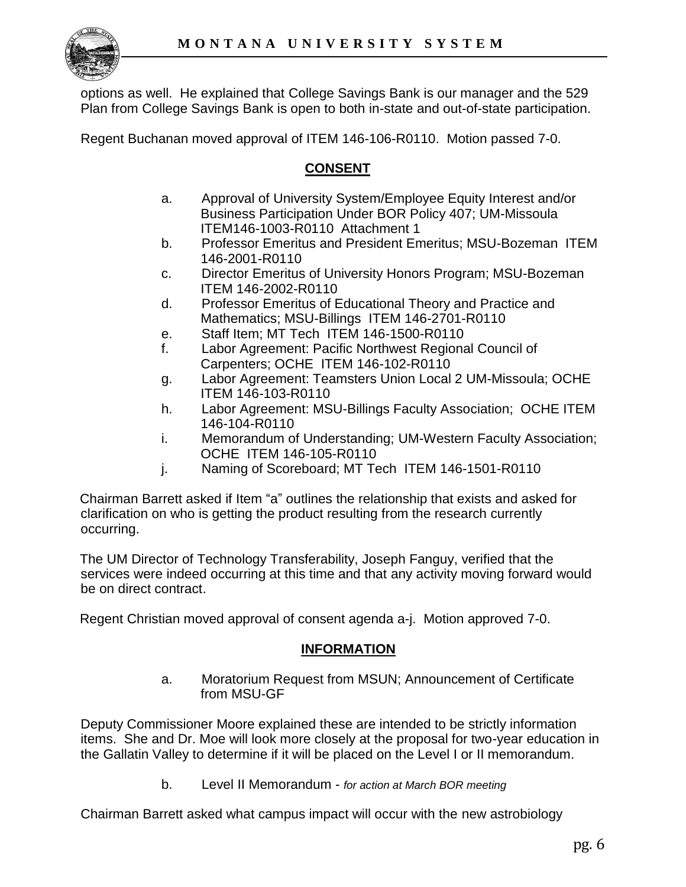options as well. He explained that College Savings Bank is our manager and the 529 Plan from College Savings Bank is open to both in-state and out-of-state participation.

Regent Buchanan moved approval of ITEM 146-106-R0110. Motion passed 7-0.

## CONSENT

a. Approval of University System/Employee Equity Interest and/or Business Participation Under BOR Policy 407; UM-Missoula ITEM146-1003-R0110 Attachment 1
b. Professor Emeritus and President Emeritus; MSU-Bozeman ITEM 146-2001-R0110
c. Director Emeritus of University Honors Program; MSU-Bozeman ITEM 146-2002-R0110
d. Professor Emeritus of Educational Theory and Practice and Mathematics; MSU-Billings ITEM 146-2701-R0110
e. Staff Item; MT Tech ITEM 146-1500-R0110
f. Labor Agreement: Pacific Northwest Regional Council of Carpenters; OCHE ITEM 146-102-R0110
g. Labor Agreement: Teamsters Union Local 2 UM-Missoula; OCHE ITEM 146-103-R0110
h. Labor Agreement: MSU-Billings Faculty Association; OCHE ITEM 146-104-R0110
i. Memorandum of Understanding; UM-Western Faculty Association; OCHE ITEM 146-105-R0110
j. Naming of Scoreboard; MT Tech ITEM 146-1501-R0110

Chairman Barrett asked if Item "a" outlines the relationship that exists and asked for clarification on who is getting the product resulting from the research currently occurring.

The UM Director of Technology Transferability, Joseph Fanguy, verified that the services were indeed occurring at this time and that any activity moving forward would be on direct contract.

Regent Christian moved approval of consent agenda a-j. Motion approved 7-0.

## INFORMATION

a. Moratorium Request from MSUN; Announcement of Certificate from MSU-GF

Deputy Commissioner Moore explained these are intended to be strictly information items. She and Dr. Moe will look more closely at the proposal for two-year education in the Gallatin Valley to determine if it will be placed on the Level I or II memorandum.

b. Level II Memorandum - *for action at March BOR meeting*

Chairman Barrett asked what campus impact will occur with the new astrobiology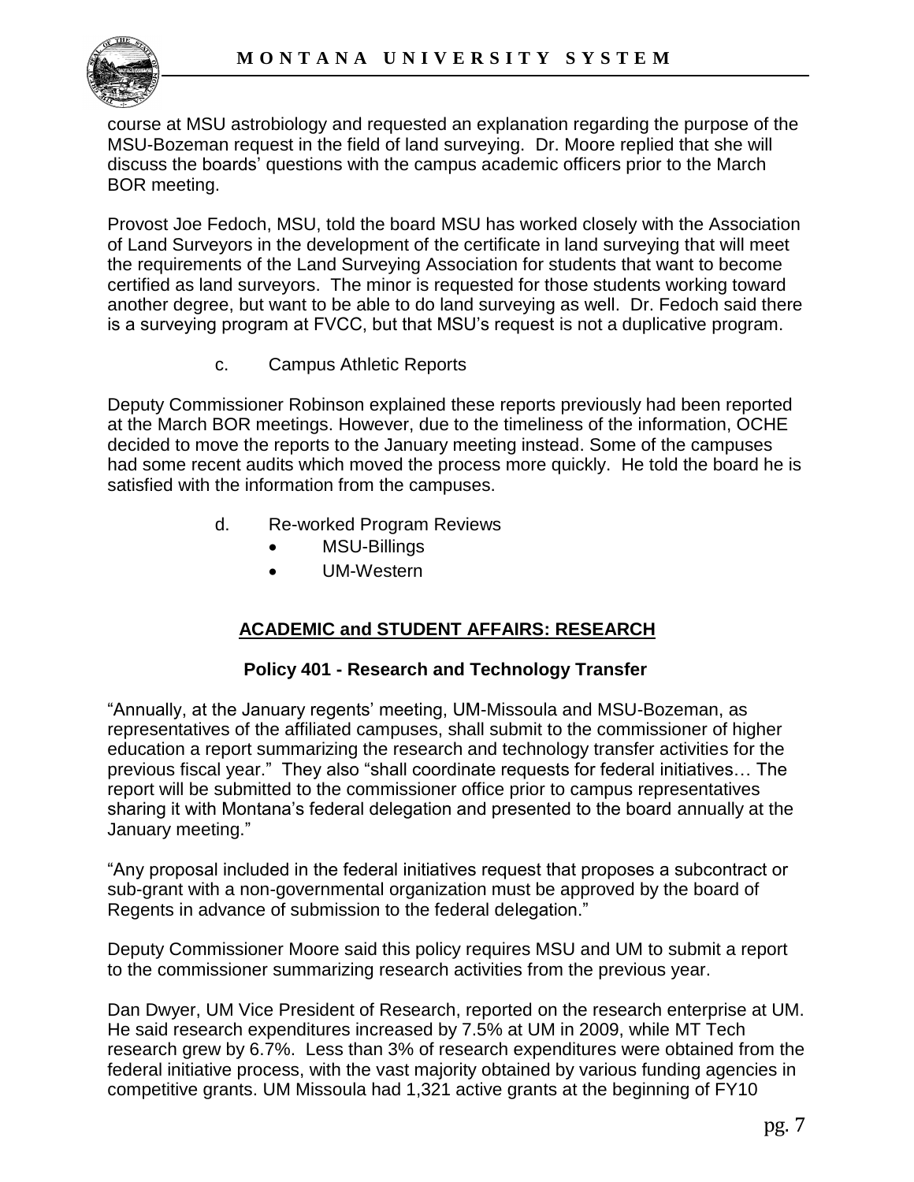course at MSU astrobiology and requested an explanation regarding the purpose of the MSU-Bozeman request in the field of land surveying. Dr. Moore replied that she will discuss the boards' questions with the campus academic officers prior to the March BOR meeting.

Provost Joe Fedoch, MSU, told the board MSU has worked closely with the Association of Land Surveyors in the development of the certificate in land surveying that will meet the requirements of the Land Surveying Association for students that want to become certified as land surveyors. The minor is requested for those students working toward another degree, but want to be able to do land surveying as well. Dr. Fedoch said there is a surveying program at FVCC, but that MSU's request is not a duplicative program.

c. Campus Athletic Reports

Deputy Commissioner Robinson explained these reports previously had been reported at the March BOR meetings. However, due to the timeliness of the information, OCHE decided to move the reports to the January meeting instead. Some of the campuses had some recent audits which moved the process more quickly. He told the board he is satisfied with the information from the campuses.

d. Re-worked Program Reviews
   - MSU-Billings
   - UM-Western

## ACADEMIC and STUDENT AFFAIRS: RESEARCH

### Policy 401 - Research and Technology Transfer

"Annually, at the January regents' meeting, UM-Missoula and MSU-Bozeman, as representatives of the affiliated campuses, shall submit to the commissioner of higher education a report summarizing the research and technology transfer activities for the previous fiscal year." They also "shall coordinate requests for federal initiatives… The report will be submitted to the commissioner office prior to campus representatives sharing it with Montana's federal delegation and presented to the board annually at the January meeting."

"Any proposal included in the federal initiatives request that proposes a subcontract or sub-grant with a non-governmental organization must be approved by the board of Regents in advance of submission to the federal delegation."

Deputy Commissioner Moore said this policy requires MSU and UM to submit a report to the commissioner summarizing research activities from the previous year.

Dan Dwyer, UM Vice President of Research, reported on the research enterprise at UM. He said research expenditures increased by 7.5% at UM in 2009, while MT Tech research grew by 6.7%. Less than 3% of research expenditures were obtained from the federal initiative process, with the vast majority obtained by various funding agencies in competitive grants. UM Missoula had 1,321 active grants at the beginning of FY10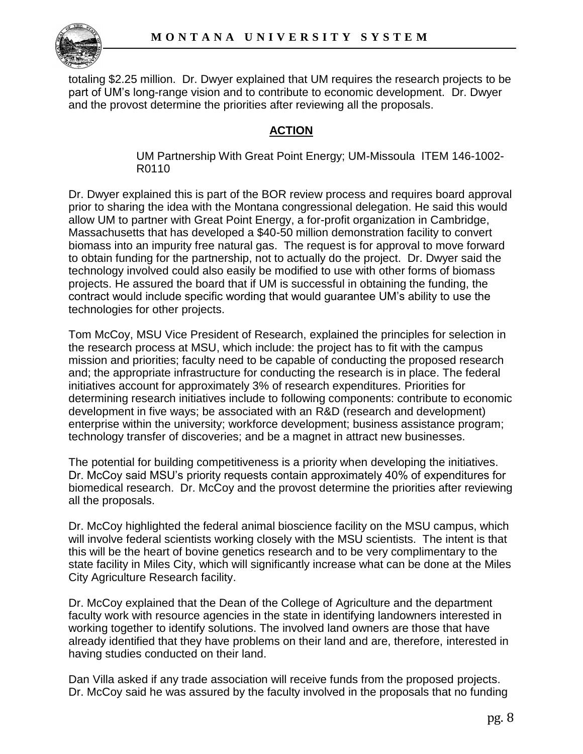totaling $2.25 million. Dr. Dwyer explained that UM requires the research projects to be part of UM's long-range vision and to contribute to economic development. Dr. Dwyer and the provost determine the priorities after reviewing all the proposals.

## ACTION

UM Partnership With Great Point Energy; UM-Missoula ITEM 146-1002-R0110

Dr. Dwyer explained this is part of the BOR review process and requires board approval prior to sharing the idea with the Montana congressional delegation. He said this would allow UM to partner with Great Point Energy, a for-profit organization in Cambridge, Massachusetts that has developed a $40-50 million demonstration facility to convert biomass into an impurity free natural gas. The request is for approval to move forward to obtain funding for the partnership, not to actually do the project. Dr. Dwyer said the technology involved could also easily be modified to use with other forms of biomass projects. He assured the board that if UM is successful in obtaining the funding, the contract would include specific wording that would guarantee UM's ability to use the technologies for other projects.

Tom McCoy, MSU Vice President of Research, explained the principles for selection in the research process at MSU, which include: the project has to fit with the campus mission and priorities; faculty need to be capable of conducting the proposed research and; the appropriate infrastructure for conducting the research is in place. The federal initiatives account for approximately 3% of research expenditures. Priorities for determining research initiatives include to following components: contribute to economic development in five ways; be associated with an R&D (research and development) enterprise within the university; workforce development; business assistance program; technology transfer of discoveries; and be a magnet in attract new businesses.

The potential for building competitiveness is a priority when developing the initiatives. Dr. McCoy said MSU's priority requests contain approximately 40% of expenditures for biomedical research. Dr. McCoy and the provost determine the priorities after reviewing all the proposals.

Dr. McCoy highlighted the federal animal bioscience facility on the MSU campus, which will involve federal scientists working closely with the MSU scientists. The intent is that this will be the heart of bovine genetics research and to be very complimentary to the state facility in Miles City, which will significantly increase what can be done at the Miles City Agriculture Research facility.

Dr. McCoy explained that the Dean of the College of Agriculture and the department faculty work with resource agencies in the state in identifying landowners interested in working together to identify solutions. The involved land owners are those that have already identified that they have problems on their land and are, therefore, interested in having studies conducted on their land.

Dan Villa asked if any trade association will receive funds from the proposed projects. Dr. McCoy said he was assured by the faculty involved in the proposals that no funding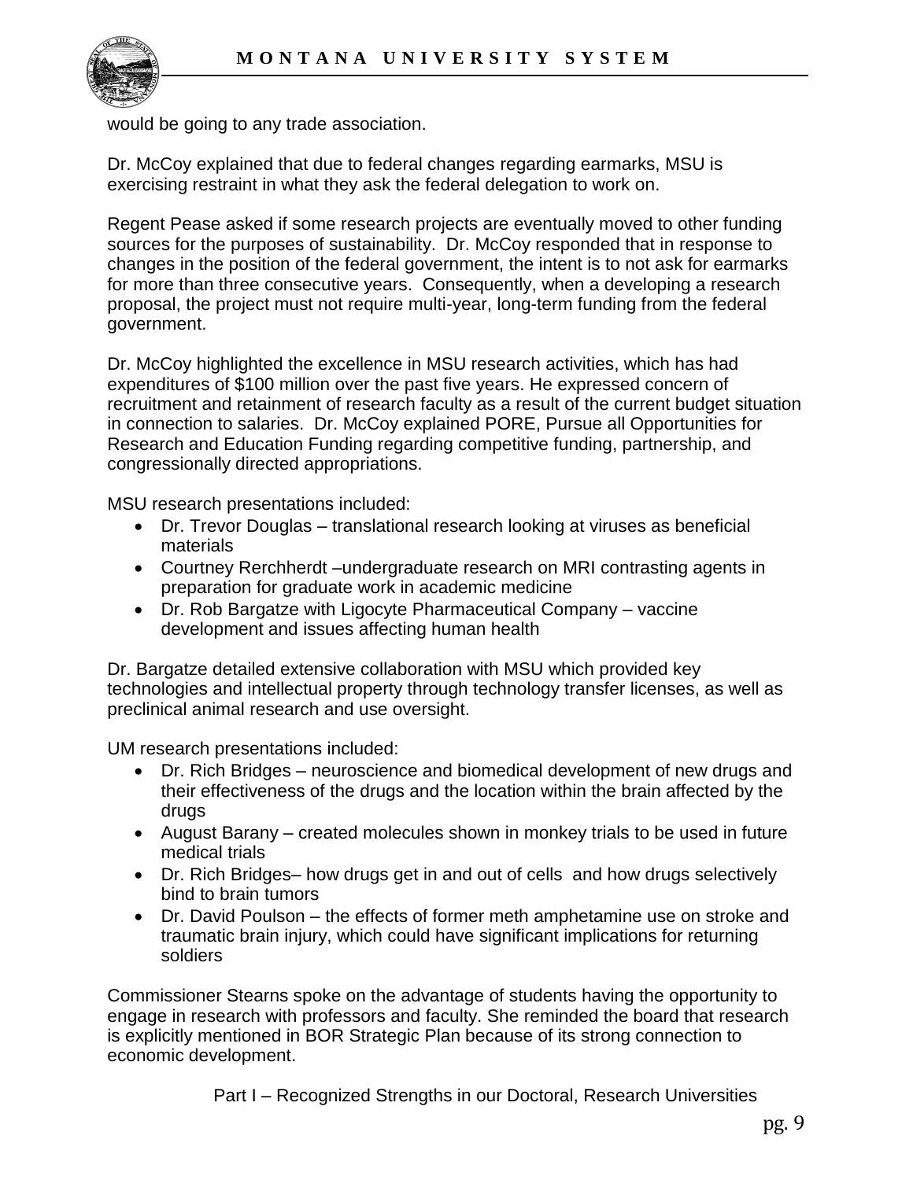would be going to any trade association.

Dr. McCoy explained that due to federal changes regarding earmarks, MSU is exercising restraint in what they ask the federal delegation to work on.

Regent Pease asked if some research projects are eventually moved to other funding sources for the purposes of sustainability. Dr. McCoy responded that in response to changes in the position of the federal government, the intent is to not ask for earmarks for more than three consecutive years. Consequently, when a developing a research proposal, the project must not require multi-year, long-term funding from the federal government.

Dr. McCoy highlighted the excellence in MSU research activities, which has had expenditures of $100 million over the past five years. He expressed concern of recruitment and retainment of research faculty as a result of the current budget situation in connection to salaries. Dr. McCoy explained PORE, Pursue all Opportunities for Research and Education Funding regarding competitive funding, partnership, and congressionally directed appropriations.

MSU research presentations included:

- Dr. Trevor Douglas – translational research looking at viruses as beneficial materials
- Courtney Rerchherdt –undergraduate research on MRI contrasting agents in preparation for graduate work in academic medicine
- Dr. Rob Bargatze with Ligocyte Pharmaceutical Company – vaccine development and issues affecting human health

Dr. Bargatze detailed extensive collaboration with MSU which provided key technologies and intellectual property through technology transfer licenses, as well as preclinical animal research and use oversight.

UM research presentations included:

- Dr. Rich Bridges – neuroscience and biomedical development of new drugs and their effectiveness of the drugs and the location within the brain affected by the drugs
- August Barany – created molecules shown in monkey trials to be used in future medical trials
- Dr. Rich Bridges– how drugs get in and out of cells and how drugs selectively bind to brain tumors
- Dr. David Poulson – the effects of former meth amphetamine use on stroke and traumatic brain injury, which could have significant implications for returning soldiers

Commissioner Stearns spoke on the advantage of students having the opportunity to engage in research with professors and faculty. She reminded the board that research is explicitly mentioned in BOR Strategic Plan because of its strong connection to economic development.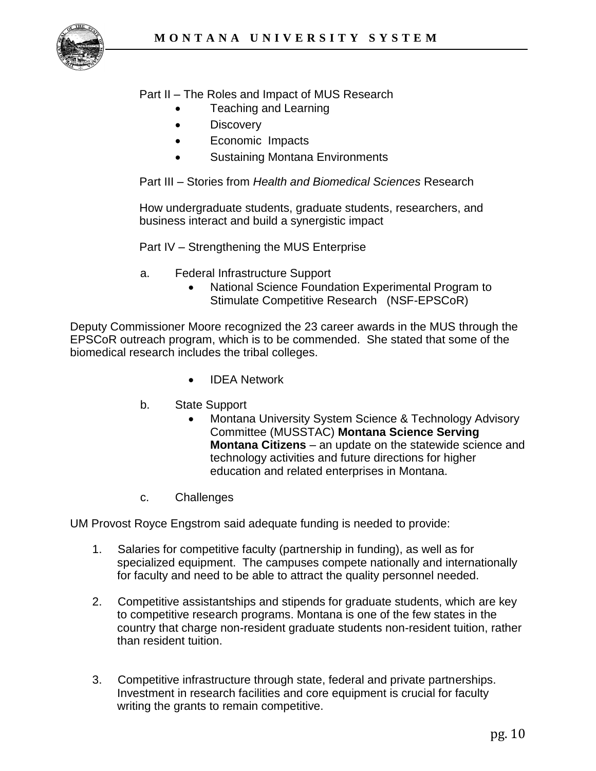Part II – The Roles and Impact of MUS Research

- Teaching and Learning
- Discovery
- Economic Impacts
- Sustaining Montana Environments

Part III – Stories from *Health and Biomedical Sciences* Research

How undergraduate students, graduate students, researchers, and business interact and build a synergistic impact

Part IV – Strengthening the MUS Enterprise

a. Federal Infrastructure Support
   - National Science Foundation Experimental Program to Stimulate Competitive Research (NSF-EPSCoR)

Deputy Commissioner Moore recognized the 23 career awards in the MUS through the EPSCoR outreach program, which is to be commended. She stated that some of the biomedical research includes the tribal colleges.

   - IDEA Network

b. State Support
   - Montana University System Science & Technology Advisory Committee (MUSSTAC) **Montana Science Serving Montana Citizens** – an update on the statewide science and technology activities and future directions for higher education and related enterprises in Montana.

c. Challenges

UM Provost Royce Engstrom said adequate funding is needed to provide:

1. Salaries for competitive faculty (partnership in funding), as well as for specialized equipment. The campuses compete nationally and internationally for faculty and need to be able to attract the quality personnel needed.

2. Competitive assistantships and stipends for graduate students, which are key to competitive research programs. Montana is one of the few states in the country that charge non-resident graduate students non-resident tuition, rather than resident tuition.

3. Competitive infrastructure through state, federal and private partnerships. Investment in research facilities and core equipment is crucial for faculty writing the grants to remain competitive.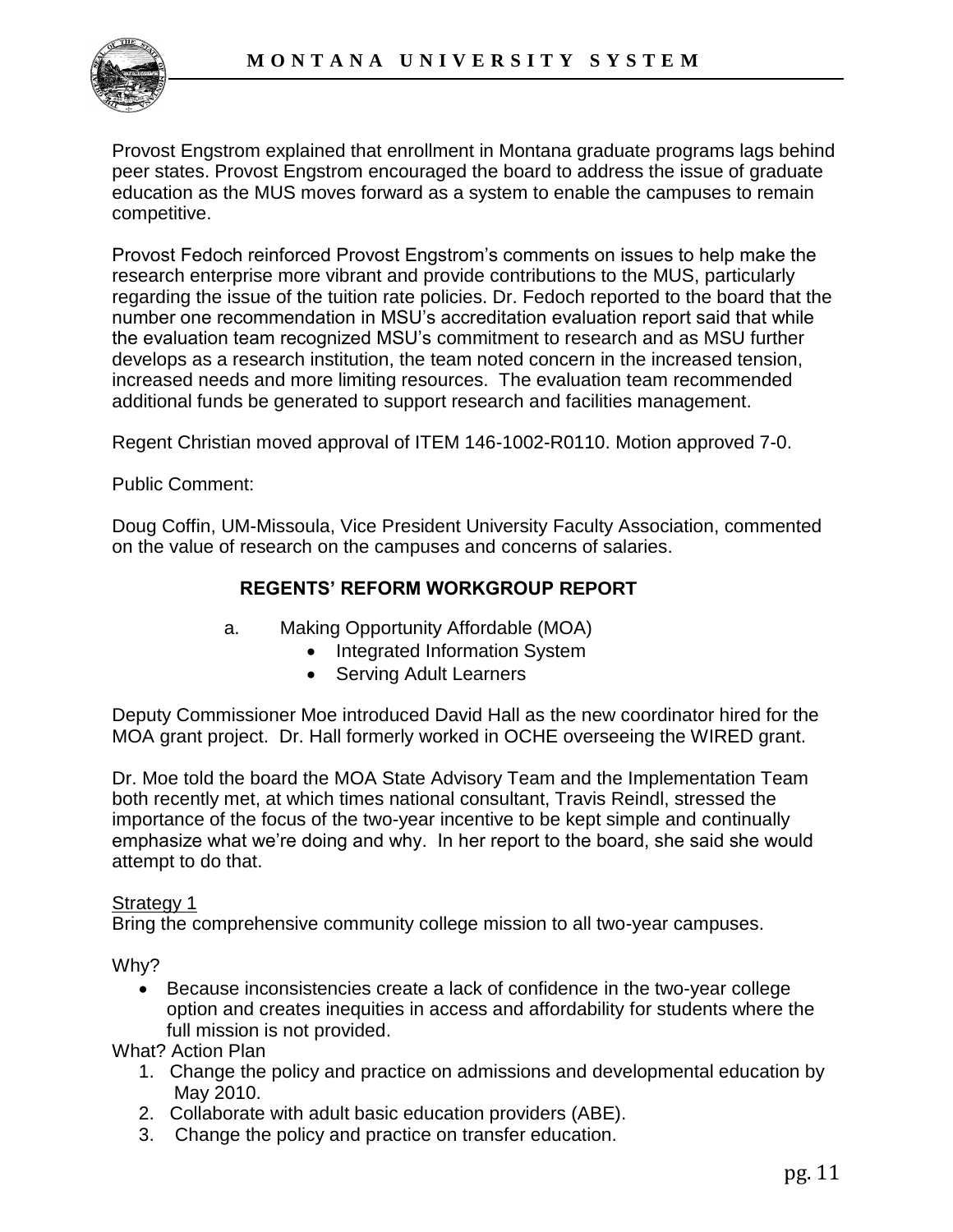Provost Engstrom explained that enrollment in Montana graduate programs lags behind peer states. Provost Engstrom encouraged the board to address the issue of graduate education as the MUS moves forward as a system to enable the campuses to remain competitive.

Provost Fedoch reinforced Provost Engstrom's comments on issues to help make the research enterprise more vibrant and provide contributions to the MUS, particularly regarding the issue of the tuition rate policies. Dr. Fedoch reported to the board that the number one recommendation in MSU's accreditation evaluation report said that while the evaluation team recognized MSU's commitment to research and as MSU further develops as a research institution, the team noted concern in the increased tension, increased needs and more limiting resources. The evaluation team recommended additional funds be generated to support research and facilities management.

Regent Christian moved approval of ITEM 146-1002-R0110. Motion approved 7-0.

Public Comment:

Doug Coffin, UM-Missoula, Vice President University Faculty Association, commented on the value of research on the campuses and concerns of salaries.

## REGENTS' REFORM WORKGROUP REPORT

a. Making Opportunity Affordable (MOA)
   - Integrated Information System
   - Serving Adult Learners

Deputy Commissioner Moe introduced David Hall as the new coordinator hired for the MOA grant project. Dr. Hall formerly worked in OCHE overseeing the WIRED grant.

Dr. Moe told the board the MOA State Advisory Team and the Implementation Team both recently met, at which times national consultant, Travis Reindl, stressed the importance of the focus of the two-year incentive to be kept simple and continually emphasize what we're doing and why. In her report to the board, she said she would attempt to do that.

Strategy 1

Bring the comprehensive community college mission to all two-year campuses.

Why?

- Because inconsistencies create a lack of confidence in the two-year college option and creates inequities in access and affordability for students where the full mission is not provided.

What? Action Plan

1. Change the policy and practice on admissions and developmental education by May 2010.
2. Collaborate with adult basic education providers (ABE).
3. Change the policy and practice on transfer education.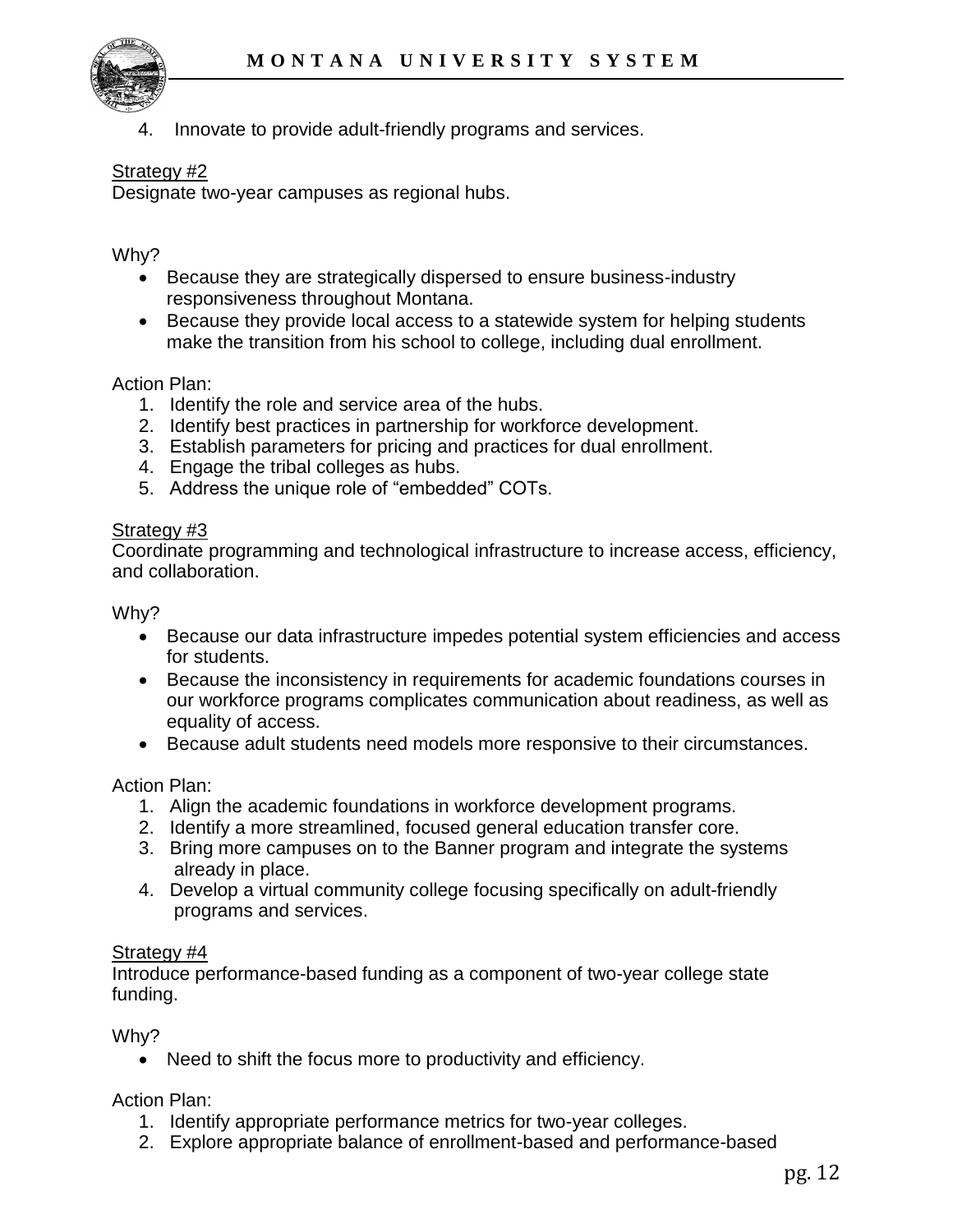4. Innovate to provide adult-friendly programs and services.

<u>Strategy #2</u>
Designate two-year campuses as regional hubs.

Why?

- Because they are strategically dispersed to ensure business-industry responsiveness throughout Montana.
- Because they provide local access to a statewide system for helping students make the transition from his school to college, including dual enrollment.

Action Plan:

1. Identify the role and service area of the hubs.
2. Identify best practices in partnership for workforce development.
3. Establish parameters for pricing and practices for dual enrollment.
4. Engage the tribal colleges as hubs.
5. Address the unique role of "embedded" COTs.

<u>Strategy #3</u>
Coordinate programming and technological infrastructure to increase access, efficiency, and collaboration.

Why?

- Because our data infrastructure impedes potential system efficiencies and access for students.
- Because the inconsistency in requirements for academic foundations courses in our workforce programs complicates communication about readiness, as well as equality of access.
- Because adult students need models more responsive to their circumstances.

Action Plan:

1. Align the academic foundations in workforce development programs.
2. Identify a more streamlined, focused general education transfer core.
3. Bring more campuses on to the Banner program and integrate the systems already in place.
4. Develop a virtual community college focusing specifically on adult-friendly programs and services.

<u>Strategy #4</u>
Introduce performance-based funding as a component of two-year college state funding.

Why?

- Need to shift the focus more to productivity and efficiency.

Action Plan:

1. Identify appropriate performance metrics for two-year colleges.
2. Explore appropriate balance of enrollment-based and performance-based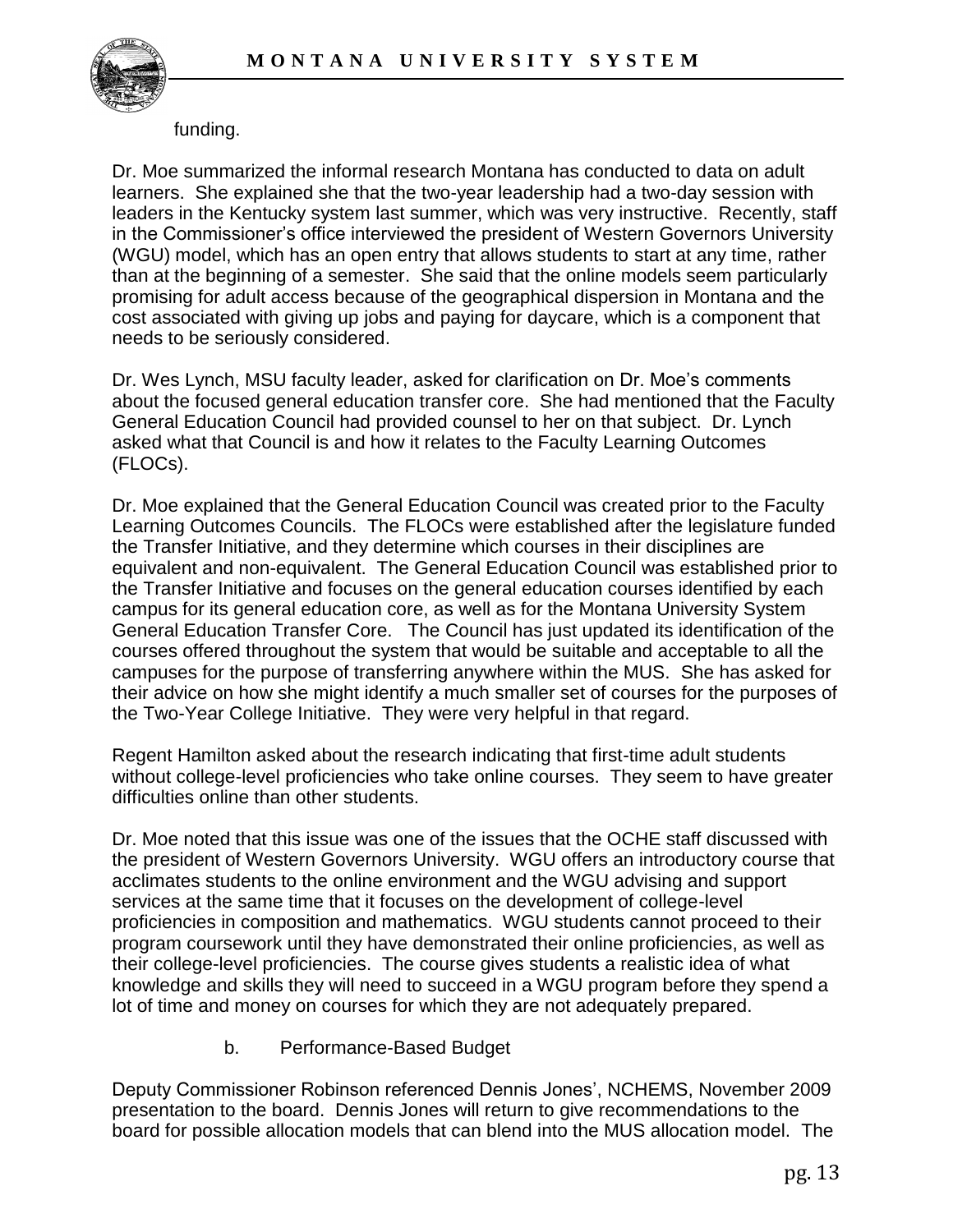funding.

Dr. Moe summarized the informal research Montana has conducted to data on adult learners. She explained she that the two-year leadership had a two-day session with leaders in the Kentucky system last summer, which was very instructive. Recently, staff in the Commissioner's office interviewed the president of Western Governors University (WGU) model, which has an open entry that allows students to start at any time, rather than at the beginning of a semester. She said that the online models seem particularly promising for adult access because of the geographical dispersion in Montana and the cost associated with giving up jobs and paying for daycare, which is a component that needs to be seriously considered.

Dr. Wes Lynch, MSU faculty leader, asked for clarification on Dr. Moe's comments about the focused general education transfer core. She had mentioned that the Faculty General Education Council had provided counsel to her on that subject. Dr. Lynch asked what that Council is and how it relates to the Faculty Learning Outcomes (FLOCs).

Dr. Moe explained that the General Education Council was created prior to the Faculty Learning Outcomes Councils. The FLOCs were established after the legislature funded the Transfer Initiative, and they determine which courses in their disciplines are equivalent and non-equivalent. The General Education Council was established prior to the Transfer Initiative and focuses on the general education courses identified by each campus for its general education core, as well as for the Montana University System General Education Transfer Core. The Council has just updated its identification of the courses offered throughout the system that would be suitable and acceptable to all the campuses for the purpose of transferring anywhere within the MUS. She has asked for their advice on how she might identify a much smaller set of courses for the purposes of the Two-Year College Initiative. They were very helpful in that regard.

Regent Hamilton asked about the research indicating that first-time adult students without college-level proficiencies who take online courses. They seem to have greater difficulties online than other students.

Dr. Moe noted that this issue was one of the issues that the OCHE staff discussed with the president of Western Governors University. WGU offers an introductory course that acclimates students to the online environment and the WGU advising and support services at the same time that it focuses on the development of college-level proficiencies in composition and mathematics. WGU students cannot proceed to their program coursework until they have demonstrated their online proficiencies, as well as their college-level proficiencies. The course gives students a realistic idea of what knowledge and skills they will need to succeed in a WGU program before they spend a lot of time and money on courses for which they are not adequately prepared.

b. Performance-Based Budget

Deputy Commissioner Robinson referenced Dennis Jones', NCHEMS, November 2009 presentation to the board. Dennis Jones will return to give recommendations to the board for possible allocation models that can blend into the MUS allocation model. The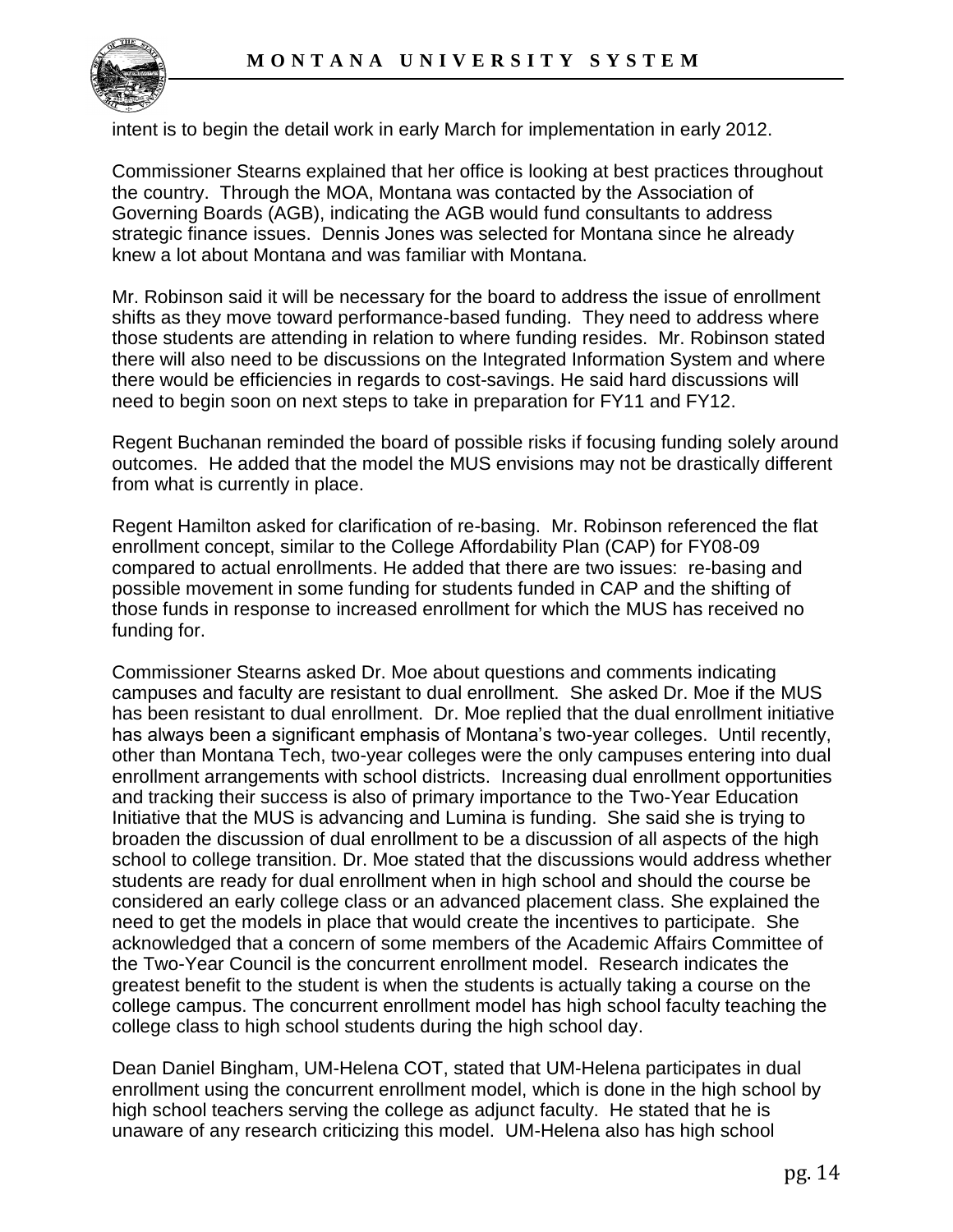intent is to begin the detail work in early March for implementation in early 2012.

Commissioner Stearns explained that her office is looking at best practices throughout the country. Through the MOA, Montana was contacted by the Association of Governing Boards (AGB), indicating the AGB would fund consultants to address strategic finance issues. Dennis Jones was selected for Montana since he already knew a lot about Montana and was familiar with Montana.

Mr. Robinson said it will be necessary for the board to address the issue of enrollment shifts as they move toward performance-based funding. They need to address where those students are attending in relation to where funding resides. Mr. Robinson stated there will also need to be discussions on the Integrated Information System and where there would be efficiencies in regards to cost-savings. He said hard discussions will need to begin soon on next steps to take in preparation for FY11 and FY12.

Regent Buchanan reminded the board of possible risks if focusing funding solely around outcomes. He added that the model the MUS envisions may not be drastically different from what is currently in place.

Regent Hamilton asked for clarification of re-basing. Mr. Robinson referenced the flat enrollment concept, similar to the College Affordability Plan (CAP) for FY08-09 compared to actual enrollments. He added that there are two issues: re-basing and possible movement in some funding for students funded in CAP and the shifting of those funds in response to increased enrollment for which the MUS has received no funding for.

Commissioner Stearns asked Dr. Moe about questions and comments indicating campuses and faculty are resistant to dual enrollment. She asked Dr. Moe if the MUS has been resistant to dual enrollment. Dr. Moe replied that the dual enrollment initiative has always been a significant emphasis of Montana's two-year colleges. Until recently, other than Montana Tech, two-year colleges were the only campuses entering into dual enrollment arrangements with school districts. Increasing dual enrollment opportunities and tracking their success is also of primary importance to the Two-Year Education Initiative that the MUS is advancing and Lumina is funding. She said she is trying to broaden the discussion of dual enrollment to be a discussion of all aspects of the high school to college transition. Dr. Moe stated that the discussions would address whether students are ready for dual enrollment when in high school and should the course be considered an early college class or an advanced placement class. She explained the need to get the models in place that would create the incentives to participate. She acknowledged that a concern of some members of the Academic Affairs Committee of the Two-Year Council is the concurrent enrollment model. Research indicates the greatest benefit to the student is when the students is actually taking a course on the college campus. The concurrent enrollment model has high school faculty teaching the college class to high school students during the high school day.

Dean Daniel Bingham, UM-Helena COT, stated that UM-Helena participates in dual enrollment using the concurrent enrollment model, which is done in the high school by high school teachers serving the college as adjunct faculty. He stated that he is unaware of any research criticizing this model. UM-Helena also has high school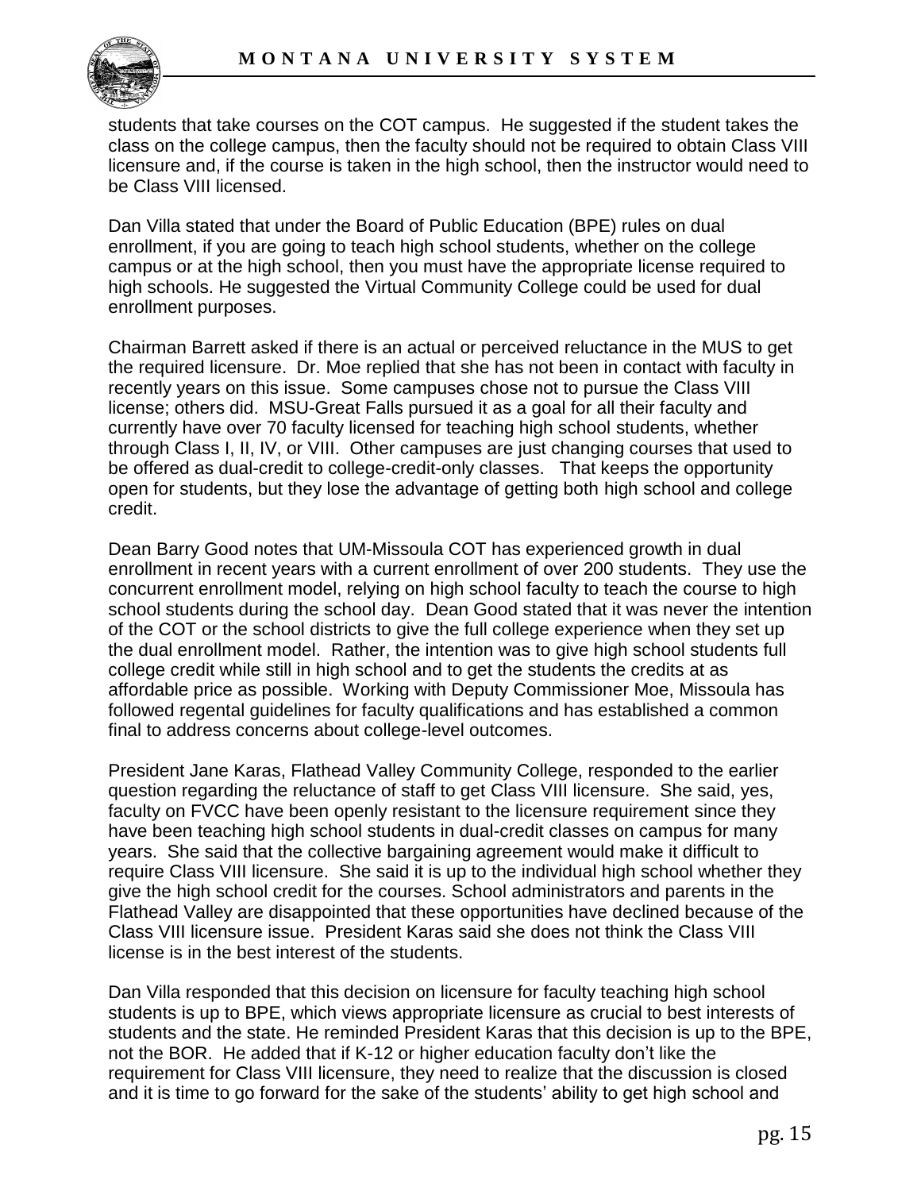students that take courses on the COT campus. He suggested if the student takes the class on the college campus, then the faculty should not be required to obtain Class VIII licensure and, if the course is taken in the high school, then the instructor would need to be Class VIII licensed.

Dan Villa stated that under the Board of Public Education (BPE) rules on dual enrollment, if you are going to teach high school students, whether on the college campus or at the high school, then you must have the appropriate license required to high schools. He suggested the Virtual Community College could be used for dual enrollment purposes.

Chairman Barrett asked if there is an actual or perceived reluctance in the MUS to get the required licensure. Dr. Moe replied that she has not been in contact with faculty in recently years on this issue. Some campuses chose not to pursue the Class VIII license; others did. MSU-Great Falls pursued it as a goal for all their faculty and currently have over 70 faculty licensed for teaching high school students, whether through Class I, II, IV, or VIII. Other campuses are just changing courses that used to be offered as dual-credit to college-credit-only classes. That keeps the opportunity open for students, but they lose the advantage of getting both high school and college credit.

Dean Barry Good notes that UM-Missoula COT has experienced growth in dual enrollment in recent years with a current enrollment of over 200 students. They use the concurrent enrollment model, relying on high school faculty to teach the course to high school students during the school day. Dean Good stated that it was never the intention of the COT or the school districts to give the full college experience when they set up the dual enrollment model. Rather, the intention was to give high school students full college credit while still in high school and to get the students the credits at as affordable price as possible. Working with Deputy Commissioner Moe, Missoula has followed regental guidelines for faculty qualifications and has established a common final to address concerns about college-level outcomes.

President Jane Karas, Flathead Valley Community College, responded to the earlier question regarding the reluctance of staff to get Class VIII licensure. She said, yes, faculty on FVCC have been openly resistant to the licensure requirement since they have been teaching high school students in dual-credit classes on campus for many years. She said that the collective bargaining agreement would make it difficult to require Class VIII licensure. She said it is up to the individual high school whether they give the high school credit for the courses. School administrators and parents in the Flathead Valley are disappointed that these opportunities have declined because of the Class VIII licensure issue. President Karas said she does not think the Class VIII license is in the best interest of the students.

Dan Villa responded that this decision on licensure for faculty teaching high school students is up to BPE, which views appropriate licensure as crucial to best interests of students and the state. He reminded President Karas that this decision is up to the BPE, not the BOR. He added that if K-12 or higher education faculty don't like the requirement for Class VIII licensure, they need to realize that the discussion is closed and it is time to go forward for the sake of the students' ability to get high school and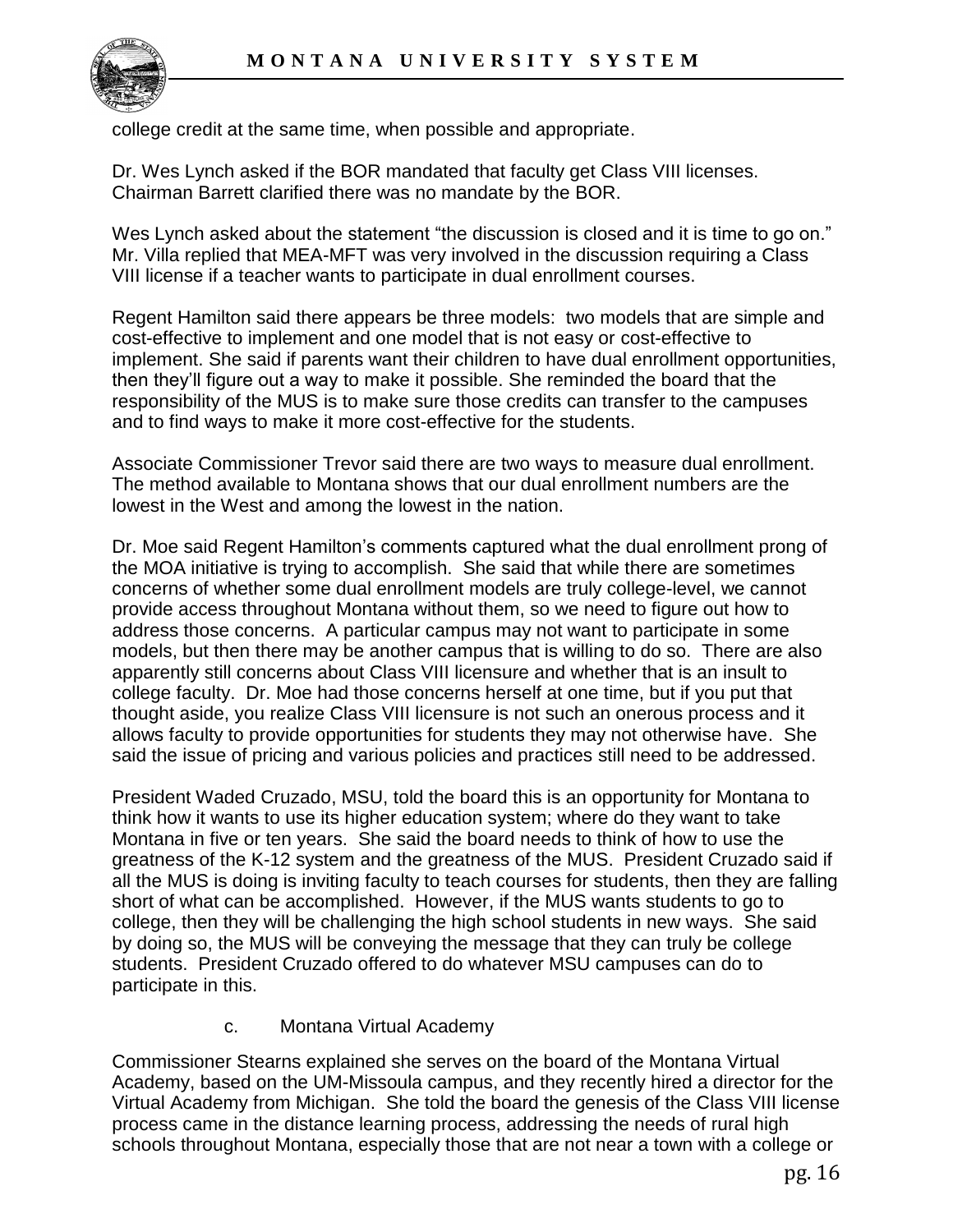college credit at the same time, when possible and appropriate.

Dr. Wes Lynch asked if the BOR mandated that faculty get Class VIII licenses. Chairman Barrett clarified there was no mandate by the BOR.

Wes Lynch asked about the statement "the discussion is closed and it is time to go on." Mr. Villa replied that MEA-MFT was very involved in the discussion requiring a Class VIII license if a teacher wants to participate in dual enrollment courses.

Regent Hamilton said there appears be three models: two models that are simple and cost-effective to implement and one model that is not easy or cost-effective to implement. She said if parents want their children to have dual enrollment opportunities, then they'll figure out a way to make it possible. She reminded the board that the responsibility of the MUS is to make sure those credits can transfer to the campuses and to find ways to make it more cost-effective for the students.

Associate Commissioner Trevor said there are two ways to measure dual enrollment. The method available to Montana shows that our dual enrollment numbers are the lowest in the West and among the lowest in the nation.

Dr. Moe said Regent Hamilton's comments captured what the dual enrollment prong of the MOA initiative is trying to accomplish. She said that while there are sometimes concerns of whether some dual enrollment models are truly college-level, we cannot provide access throughout Montana without them, so we need to figure out how to address those concerns. A particular campus may not want to participate in some models, but then there may be another campus that is willing to do so. There are also apparently still concerns about Class VIII licensure and whether that is an insult to college faculty. Dr. Moe had those concerns herself at one time, but if you put that thought aside, you realize Class VIII licensure is not such an onerous process and it allows faculty to provide opportunities for students they may not otherwise have. She said the issue of pricing and various policies and practices still need to be addressed.

President Waded Cruzado, MSU, told the board this is an opportunity for Montana to think how it wants to use its higher education system; where do they want to take Montana in five or ten years. She said the board needs to think of how to use the greatness of the K-12 system and the greatness of the MUS. President Cruzado said if all the MUS is doing is inviting faculty to teach courses for students, then they are falling short of what can be accomplished. However, if the MUS wants students to go to college, then they will be challenging the high school students in new ways. She said by doing so, the MUS will be conveying the message that they can truly be college students. President Cruzado offered to do whatever MSU campuses can do to participate in this.

c. Montana Virtual Academy

Commissioner Stearns explained she serves on the board of the Montana Virtual Academy, based on the UM-Missoula campus, and they recently hired a director for the Virtual Academy from Michigan. She told the board the genesis of the Class VIII license process came in the distance learning process, addressing the needs of rural high schools throughout Montana, especially those that are not near a town with a college or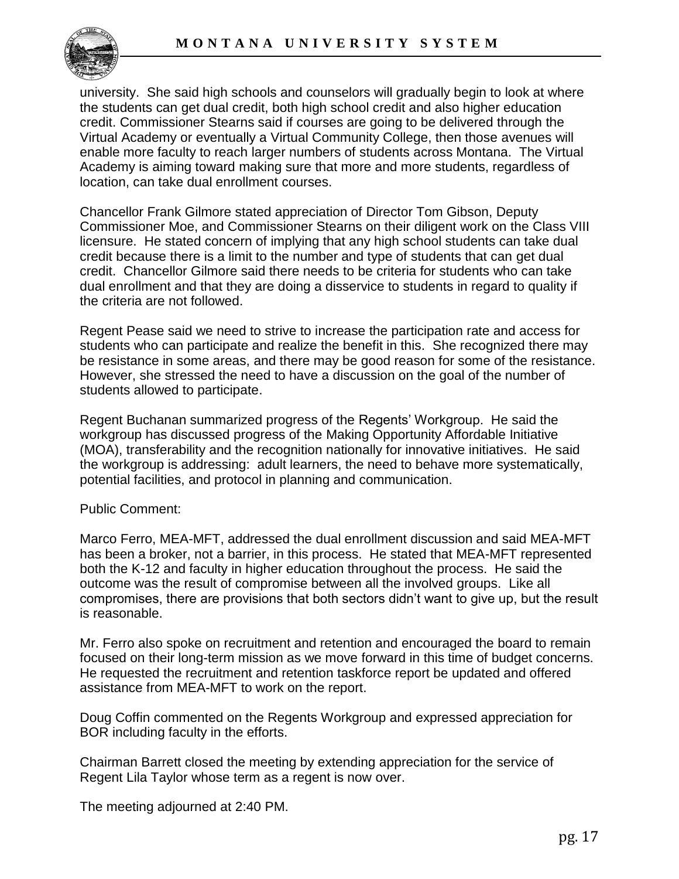university. She said high schools and counselors will gradually begin to look at where the students can get dual credit, both high school credit and also higher education credit. Commissioner Stearns said if courses are going to be delivered through the Virtual Academy or eventually a Virtual Community College, then those avenues will enable more faculty to reach larger numbers of students across Montana. The Virtual Academy is aiming toward making sure that more and more students, regardless of location, can take dual enrollment courses.

Chancellor Frank Gilmore stated appreciation of Director Tom Gibson, Deputy Commissioner Moe, and Commissioner Stearns on their diligent work on the Class VIII licensure. He stated concern of implying that any high school students can take dual credit because there is a limit to the number and type of students that can get dual credit. Chancellor Gilmore said there needs to be criteria for students who can take dual enrollment and that they are doing a disservice to students in regard to quality if the criteria are not followed.

Regent Pease said we need to strive to increase the participation rate and access for students who can participate and realize the benefit in this. She recognized there may be resistance in some areas, and there may be good reason for some of the resistance. However, she stressed the need to have a discussion on the goal of the number of students allowed to participate.

Regent Buchanan summarized progress of the Regents' Workgroup. He said the workgroup has discussed progress of the Making Opportunity Affordable Initiative (MOA), transferability and the recognition nationally for innovative initiatives. He said the workgroup is addressing: adult learners, the need to behave more systematically, potential facilities, and protocol in planning and communication.

Public Comment:

Marco Ferro, MEA-MFT, addressed the dual enrollment discussion and said MEA-MFT has been a broker, not a barrier, in this process. He stated that MEA-MFT represented both the K-12 and faculty in higher education throughout the process. He said the outcome was the result of compromise between all the involved groups. Like all compromises, there are provisions that both sectors didn't want to give up, but the result is reasonable.

Mr. Ferro also spoke on recruitment and retention and encouraged the board to remain focused on their long-term mission as we move forward in this time of budget concerns. He requested the recruitment and retention taskforce report be updated and offered assistance from MEA-MFT to work on the report.

Doug Coffin commented on the Regents Workgroup and expressed appreciation for BOR including faculty in the efforts.

Chairman Barrett closed the meeting by extending appreciation for the service of Regent Lila Taylor whose term as a regent is now over.

The meeting adjourned at 2:40 PM.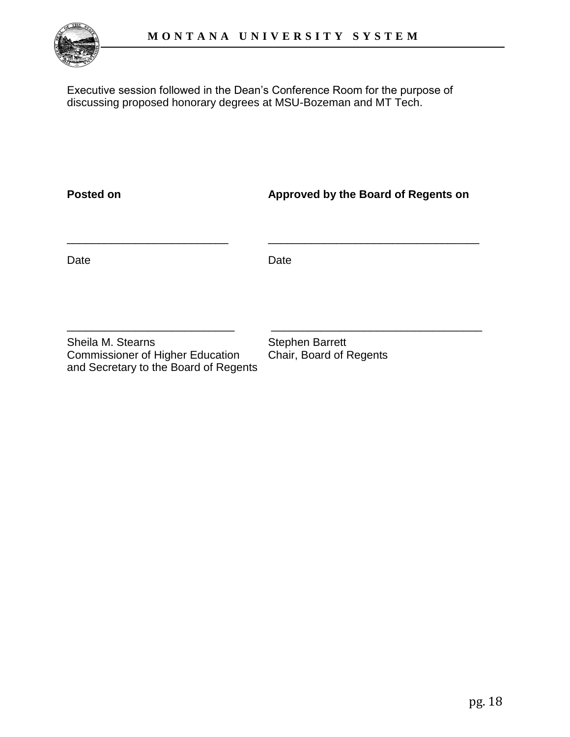Executive session followed in the Dean's Conference Room for the purpose of discussing proposed honorary degrees at MSU-Bozeman and MT Tech.

| **Posted on** | **Approved by the Board of Regents on** |
| --- | --- |
| ___________________________ | ___________________________________ |
| Date | Date |
| ___________________________ | ___________________________________ |
| Sheila M. Stearns<br>Commissioner of Higher Education<br>and Secretary to the Board of Regents | Stephen Barrett<br>Chair, Board of Regents |